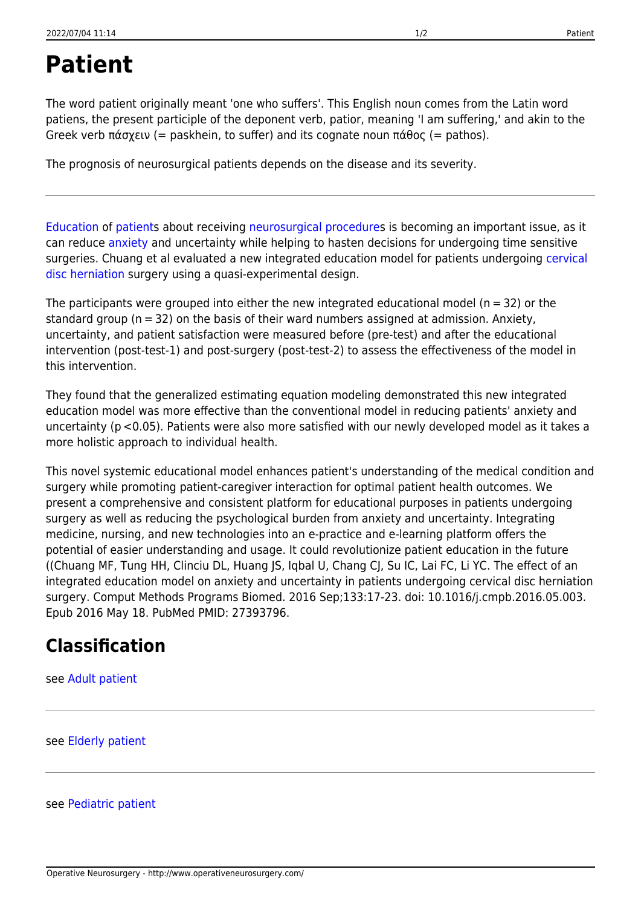# Patient

The word patient originally meant 'one who suffers'. This English noun comes from the Latin word patiens, the present participle of the deponent verb, patior, meaning 'I am suffering,' and akin to the Greek verb πάσχειν (= paskhein, to suffer) and its cognate noun πάθος (= pathos).

The prognosis of neurosurgical patients depends on the disease and its severity.

---

Education of patients about receiving neurosurgical procedures is becoming an important issue, as it can reduce anxiety and uncertainty while helping to hasten decisions for undergoing time sensitive surgeries. Chuang et al evaluated a new integrated education model for patients undergoing cervical disc herniation surgery using a quasi-experimental design.

The participants were grouped into either the new integrated educational model ($n = 32$) or the standard group ($n = 32$) on the basis of their ward numbers assigned at admission. Anxiety, uncertainty, and patient satisfaction were measured before (pre-test) and after the educational intervention (post-test-1) and post-surgery (post-test-2) to assess the effectiveness of the model in this intervention.

They found that the generalized estimating equation modeling demonstrated this new integrated education model was more effective than the conventional model in reducing patients' anxiety and uncertainty ($p < 0.05$). Patients were also more satisfied with our newly developed model as it takes a more holistic approach to individual health.

This novel systemic educational model enhances patient's understanding of the medical condition and surgery while promoting patient-caregiver interaction for optimal patient health outcomes. We present a comprehensive and consistent platform for educational purposes in patients undergoing surgery as well as reducing the psychological burden from anxiety and uncertainty. Integrating medicine, nursing, and new technologies into an e-practice and e-learning platform offers the potential of easier understanding and usage. It could revolutionize patient education in the future ((Chuang MF, Tung HH, Clinciu DL, Huang JS, Iqbal U, Chang CJ, Su IC, Lai FC, Li YC. The effect of an integrated education model on anxiety and uncertainty in patients undergoing cervical disc herniation surgery. Comput Methods Programs Biomed. 2016 Sep;133:17-23. doi: 10.1016/j.cmpb.2016.05.003. Epub 2016 May 18. PubMed PMID: 27393796.

## Classification

see Adult patient

---

see Elderly patient

---

see Pediatric patient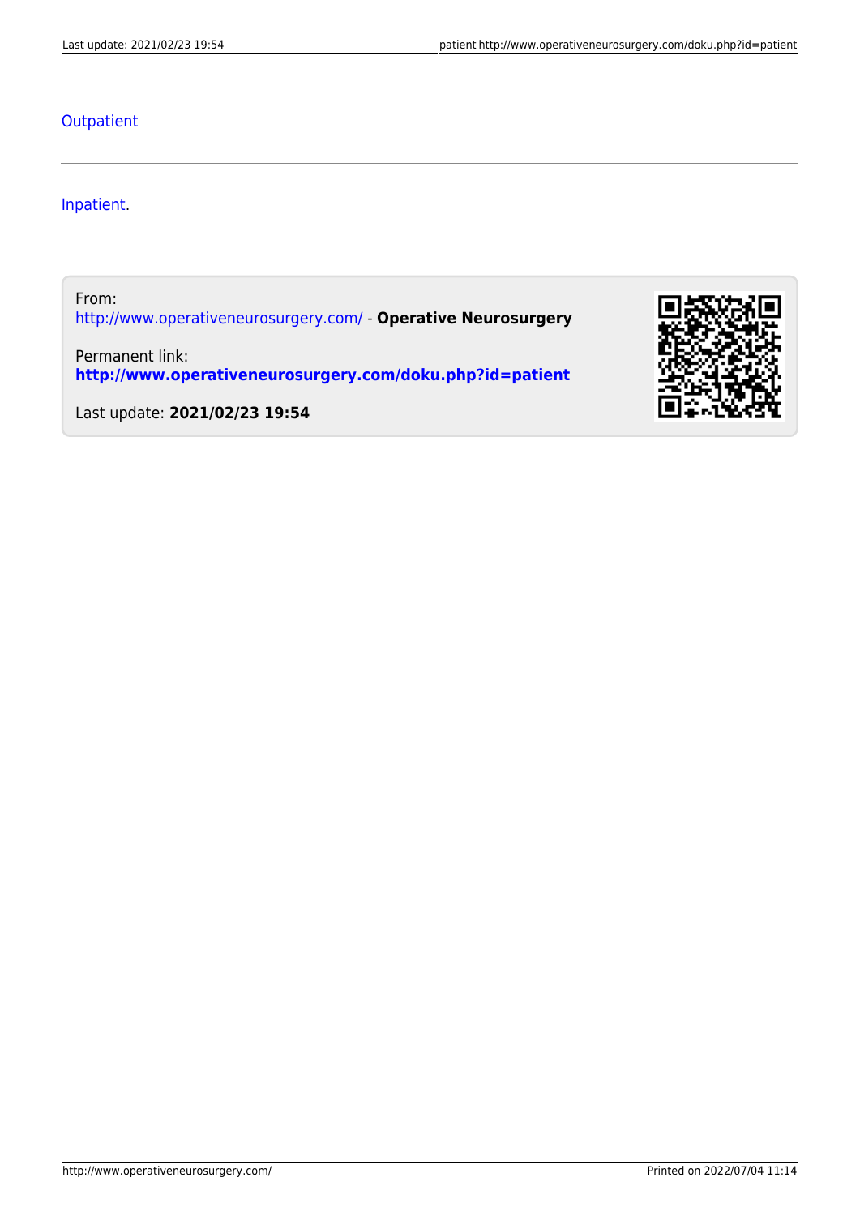---

Outpatient

---

Inpatient.

From:
http://www.operativeneurosurgery.com/ - **Operative Neurosurgery**

Permanent link:
**http://www.operativeneurosurgery.com/doku.php?id=patient**

Last update: **2021/02/23 19:54**